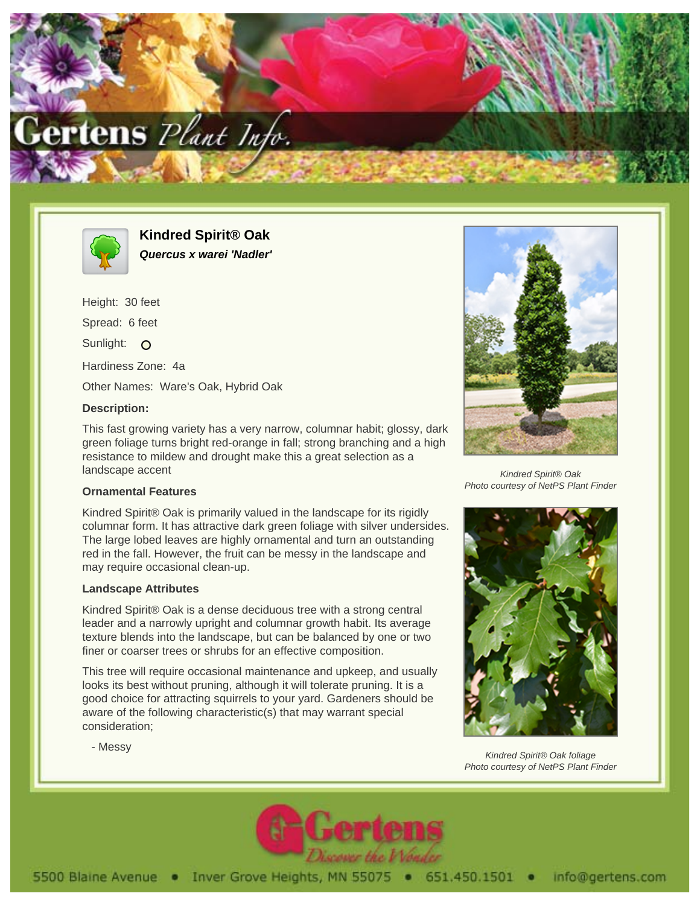# Kindred Spirit® Oak

***Quercus x warei 'Nadler'***

Height: 30 feet

Spread: 6 feet

Sunlight: O

Hardiness Zone: 4a

Other Names: Ware's Oak, Hybrid Oak

### Description:

This fast growing variety has a very narrow, columnar habit; glossy, dark green foliage turns bright red-orange in fall; strong branching and a high resistance to mildew and drought make this a great selection as a landscape accent

### Ornamental Features

Kindred Spirit® Oak is primarily valued in the landscape for its rigidly columnar form. It has attractive dark green foliage with silver undersides. The large lobed leaves are highly ornamental and turn an outstanding red in the fall. However, the fruit can be messy in the landscape and may require occasional clean-up.

### Landscape Attributes

Kindred Spirit® Oak is a dense deciduous tree with a strong central leader and a narrowly upright and columnar growth habit. Its average texture blends into the landscape, but can be balanced by one or two finer or coarser trees or shrubs for an effective composition.

This tree will require occasional maintenance and upkeep, and usually looks its best without pruning, although it will tolerate pruning. It is a good choice for attracting squirrels to your yard. Gardeners should be aware of the following characteristic(s) that may warrant special consideration;

- Messy

*Kindred Spirit® Oak*
*Photo courtesy of NetPS Plant Finder*

*Kindred Spirit® Oak foliage*
*Photo courtesy of NetPS Plant Finder*

5500 Blaine Avenue • Inver Grove Heights, MN 55075 • 651.450.1501 • info@gertens.com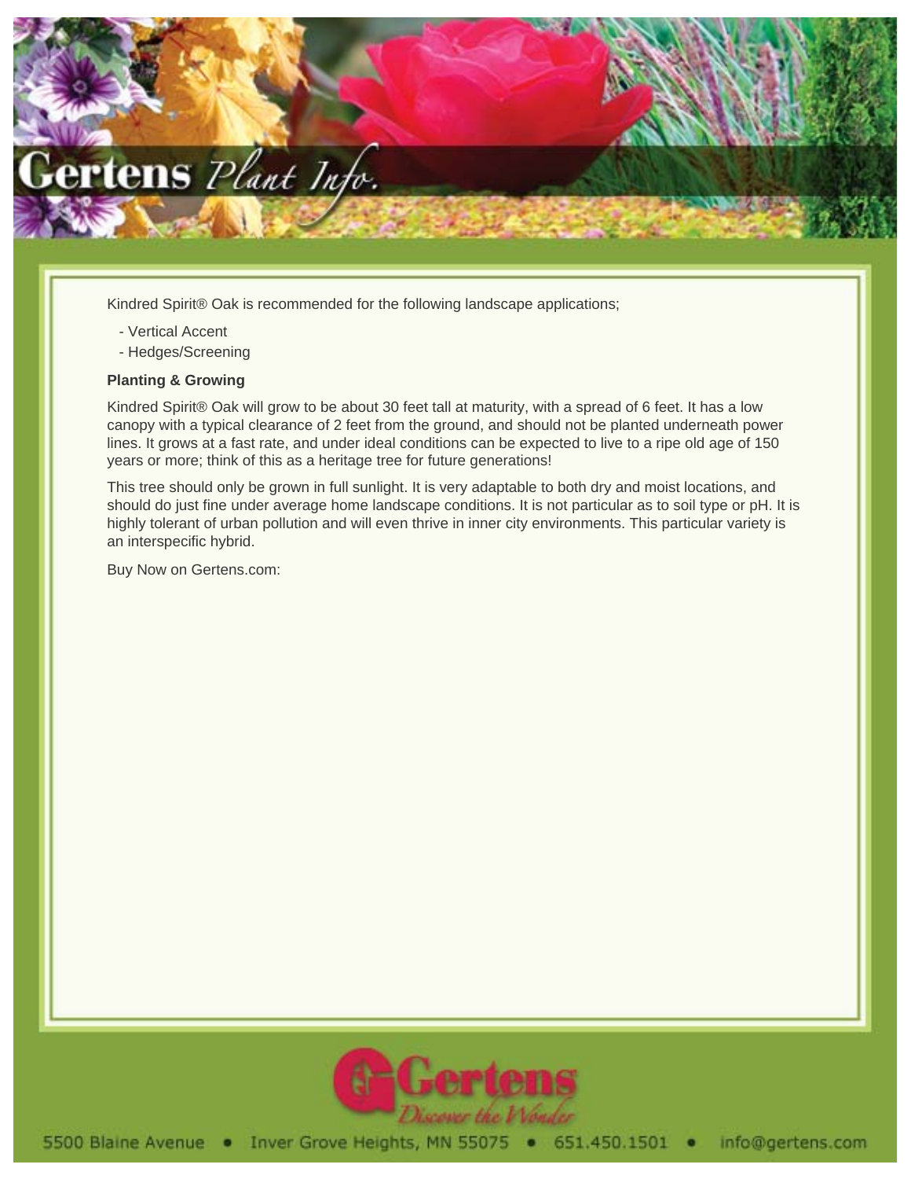Kindred Spirit® Oak is recommended for the following landscape applications;

- Vertical Accent
- Hedges/Screening

**Planting & Growing**

Kindred Spirit® Oak will grow to be about 30 feet tall at maturity, with a spread of 6 feet. It has a low canopy with a typical clearance of 2 feet from the ground, and should not be planted underneath power lines. It grows at a fast rate, and under ideal conditions can be expected to live to a ripe old age of 150 years or more; think of this as a heritage tree for future generations!

This tree should only be grown in full sunlight. It is very adaptable to both dry and moist locations, and should do just fine under average home landscape conditions. It is not particular as to soil type or pH. It is highly tolerant of urban pollution and will even thrive in inner city environments. This particular variety is an interspecific hybrid.

Buy Now on Gertens.com: